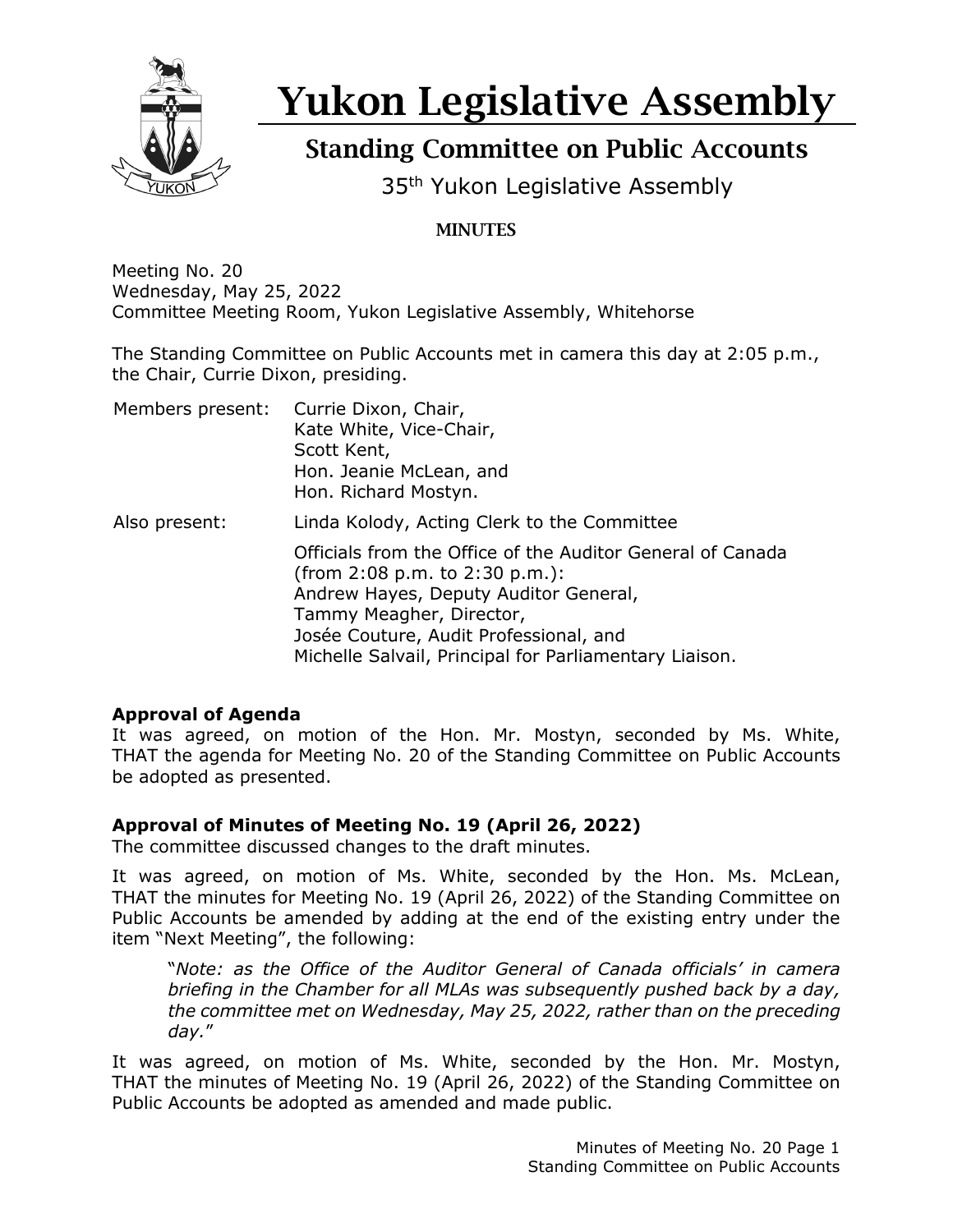# Yukon Legislative Assembly

## Standing Committee on Public Accounts

35th Yukon Legislative Assembly

### MINUTES

Meeting No. 20
Wednesday, May 25, 2022
Committee Meeting Room, Yukon Legislative Assembly, Whitehorse

The Standing Committee on Public Accounts met in camera this day at 2:05 p.m., the Chair, Currie Dixon, presiding.

| | |
|---|---|
| Members present: | Currie Dixon, Chair,<br>Kate White, Vice-Chair,<br>Scott Kent,<br>Hon. Jeanie McLean, and<br>Hon. Richard Mostyn. |
| Also present: | Linda Kolody, Acting Clerk to the Committee |
| | Officials from the Office of the Auditor General of Canada (from 2:08 p.m. to 2:30 p.m.):<br>Andrew Hayes, Deputy Auditor General,<br>Tammy Meagher, Director,<br>Josée Couture, Audit Professional, and<br>Michelle Salvail, Principal for Parliamentary Liaison. |

**Approval of Agenda**

It was agreed, on motion of the Hon. Mr. Mostyn, seconded by Ms. White, THAT the agenda for Meeting No. 20 of the Standing Committee on Public Accounts be adopted as presented.

**Approval of Minutes of Meeting No. 19 (April 26, 2022)**

The committee discussed changes to the draft minutes.

It was agreed, on motion of Ms. White, seconded by the Hon. Ms. McLean, THAT the minutes for Meeting No. 19 (April 26, 2022) of the Standing Committee on Public Accounts be amended by adding at the end of the existing entry under the item "Next Meeting", the following:

> "*Note: as the Office of the Auditor General of Canada officials' in camera briefing in the Chamber for all MLAs was subsequently pushed back by a day, the committee met on Wednesday, May 25, 2022, rather than on the preceding day.*"

It was agreed, on motion of Ms. White, seconded by the Hon. Mr. Mostyn, THAT the minutes of Meeting No. 19 (April 26, 2022) of the Standing Committee on Public Accounts be adopted as amended and made public.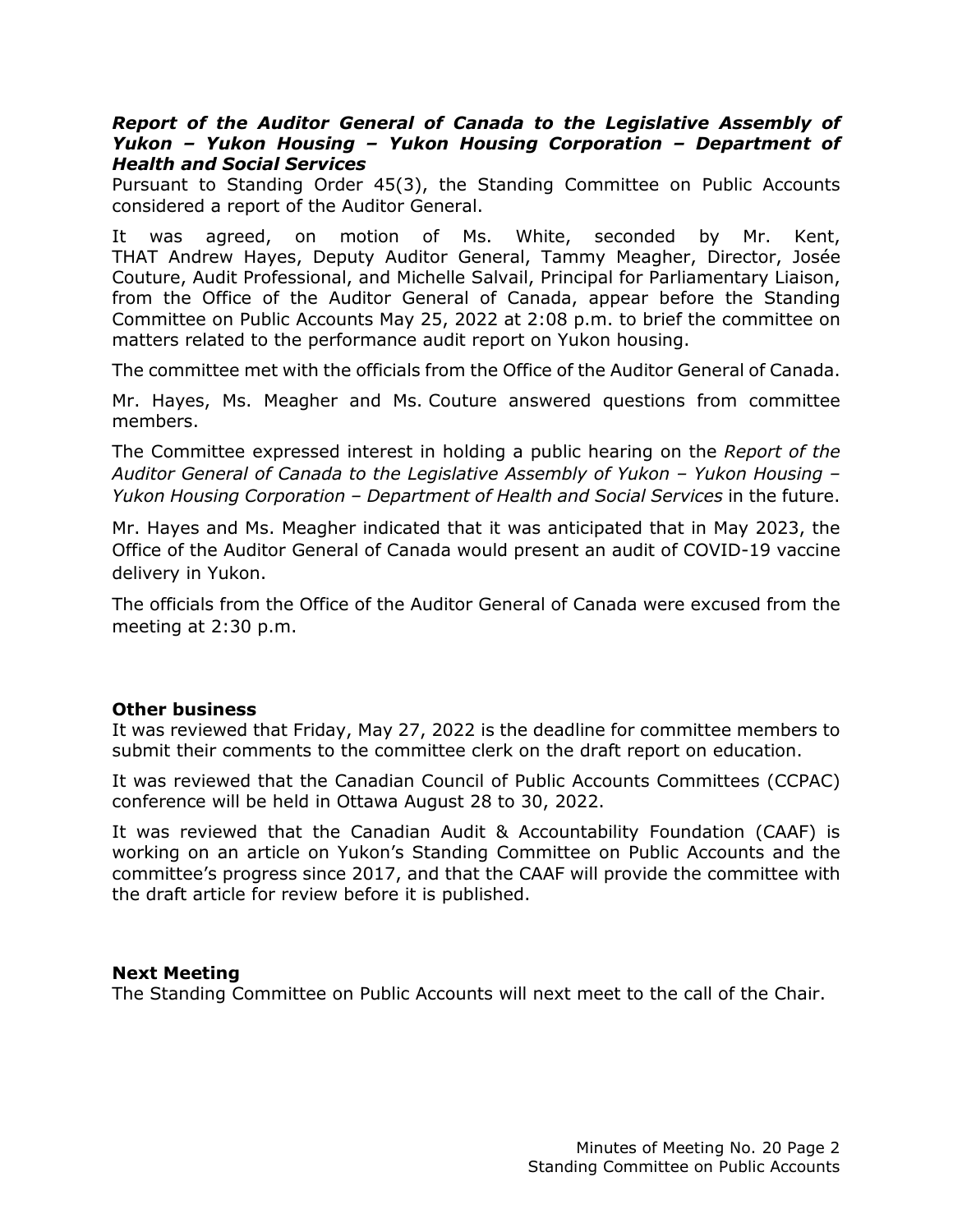### ***Report of the Auditor General of Canada to the Legislative Assembly of Yukon – Yukon Housing – Yukon Housing Corporation – Department of Health and Social Services***

Pursuant to Standing Order 45(3), the Standing Committee on Public Accounts considered a report of the Auditor General.

It was agreed, on motion of Ms. White, seconded by Mr. Kent, THAT Andrew Hayes, Deputy Auditor General, Tammy Meagher, Director, Josée Couture, Audit Professional, and Michelle Salvail, Principal for Parliamentary Liaison, from the Office of the Auditor General of Canada, appear before the Standing Committee on Public Accounts May 25, 2022 at 2:08 p.m. to brief the committee on matters related to the performance audit report on Yukon housing.

The committee met with the officials from the Office of the Auditor General of Canada.

Mr. Hayes, Ms. Meagher and Ms. Couture answered questions from committee members.

The Committee expressed interest in holding a public hearing on the *Report of the Auditor General of Canada to the Legislative Assembly of Yukon – Yukon Housing – Yukon Housing Corporation – Department of Health and Social Services* in the future.

Mr. Hayes and Ms. Meagher indicated that it was anticipated that in May 2023, the Office of the Auditor General of Canada would present an audit of COVID-19 vaccine delivery in Yukon.

The officials from the Office of the Auditor General of Canada were excused from the meeting at 2:30 p.m.

### **Other business**

It was reviewed that Friday, May 27, 2022 is the deadline for committee members to submit their comments to the committee clerk on the draft report on education.

It was reviewed that the Canadian Council of Public Accounts Committees (CCPAC) conference will be held in Ottawa August 28 to 30, 2022.

It was reviewed that the Canadian Audit & Accountability Foundation (CAAF) is working on an article on Yukon's Standing Committee on Public Accounts and the committee's progress since 2017, and that the CAAF will provide the committee with the draft article for review before it is published.

### **Next Meeting**

The Standing Committee on Public Accounts will next meet to the call of the Chair.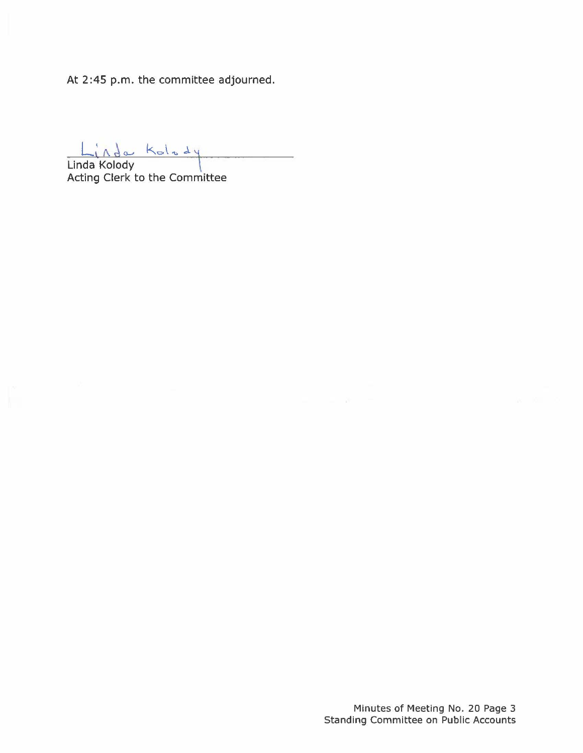At 2:45 p.m. the committee adjourned.

Linda Kolody

Linda Kolody
Acting Clerk to the Committee